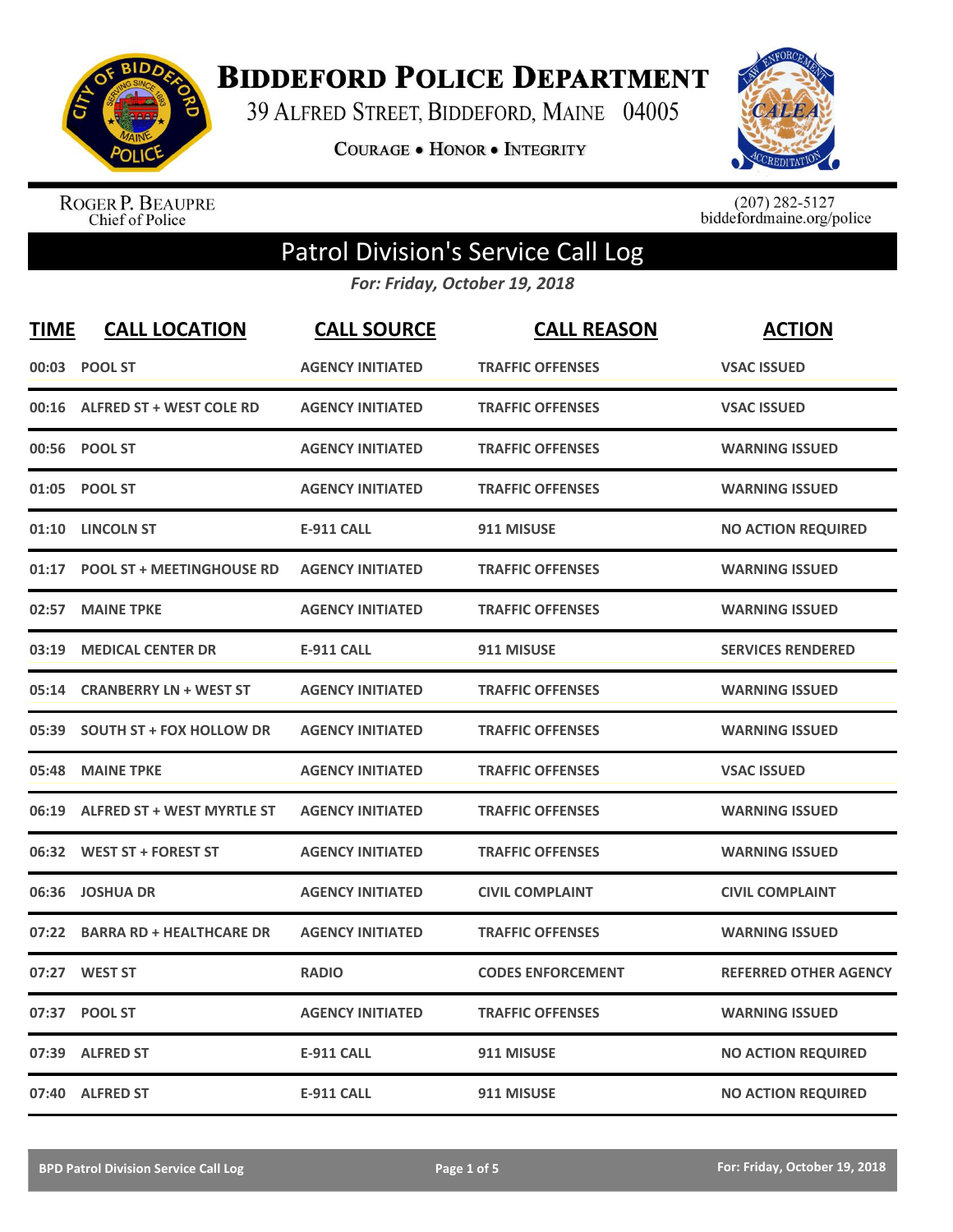# Biddeford Police Department

39 Alfred Street, Biddeford, Maine 04005

Courage • Honor • Integrity

Roger P. Beaupre
Chief of Police

(207) 282-5127
biddefordmaine.org/police

## Patrol Division's Service Call Log

*For: Friday, October 19, 2018*

| TIME | CALL LOCATION | CALL SOURCE | CALL REASON | ACTION |
|---|---|---|---|---|
| 00:03 | POOL ST | AGENCY INITIATED | TRAFFIC OFFENSES | VSAC ISSUED |
| 00:16 | ALFRED ST + WEST COLE RD | AGENCY INITIATED | TRAFFIC OFFENSES | VSAC ISSUED |
| 00:56 | POOL ST | AGENCY INITIATED | TRAFFIC OFFENSES | WARNING ISSUED |
| 01:05 | POOL ST | AGENCY INITIATED | TRAFFIC OFFENSES | WARNING ISSUED |
| 01:10 | LINCOLN ST | E-911 CALL | 911 MISUSE | NO ACTION REQUIRED |
| 01:17 | POOL ST + MEETINGHOUSE RD | AGENCY INITIATED | TRAFFIC OFFENSES | WARNING ISSUED |
| 02:57 | MAINE TPKE | AGENCY INITIATED | TRAFFIC OFFENSES | WARNING ISSUED |
| 03:19 | MEDICAL CENTER DR | E-911 CALL | 911 MISUSE | SERVICES RENDERED |
| 05:14 | CRANBERRY LN + WEST ST | AGENCY INITIATED | TRAFFIC OFFENSES | WARNING ISSUED |
| 05:39 | SOUTH ST + FOX HOLLOW DR | AGENCY INITIATED | TRAFFIC OFFENSES | WARNING ISSUED |
| 05:48 | MAINE TPKE | AGENCY INITIATED | TRAFFIC OFFENSES | VSAC ISSUED |
| 06:19 | ALFRED ST + WEST MYRTLE ST | AGENCY INITIATED | TRAFFIC OFFENSES | WARNING ISSUED |
| 06:32 | WEST ST + FOREST ST | AGENCY INITIATED | TRAFFIC OFFENSES | WARNING ISSUED |
| 06:36 | JOSHUA DR | AGENCY INITIATED | CIVIL COMPLAINT | CIVIL COMPLAINT |
| 07:22 | BARRA RD + HEALTHCARE DR | AGENCY INITIATED | TRAFFIC OFFENSES | WARNING ISSUED |
| 07:27 | WEST ST | RADIO | CODES ENFORCEMENT | REFERRED OTHER AGENCY |
| 07:37 | POOL ST | AGENCY INITIATED | TRAFFIC OFFENSES | WARNING ISSUED |
| 07:39 | ALFRED ST | E-911 CALL | 911 MISUSE | NO ACTION REQUIRED |
| 07:40 | ALFRED ST | E-911 CALL | 911 MISUSE | NO ACTION REQUIRED |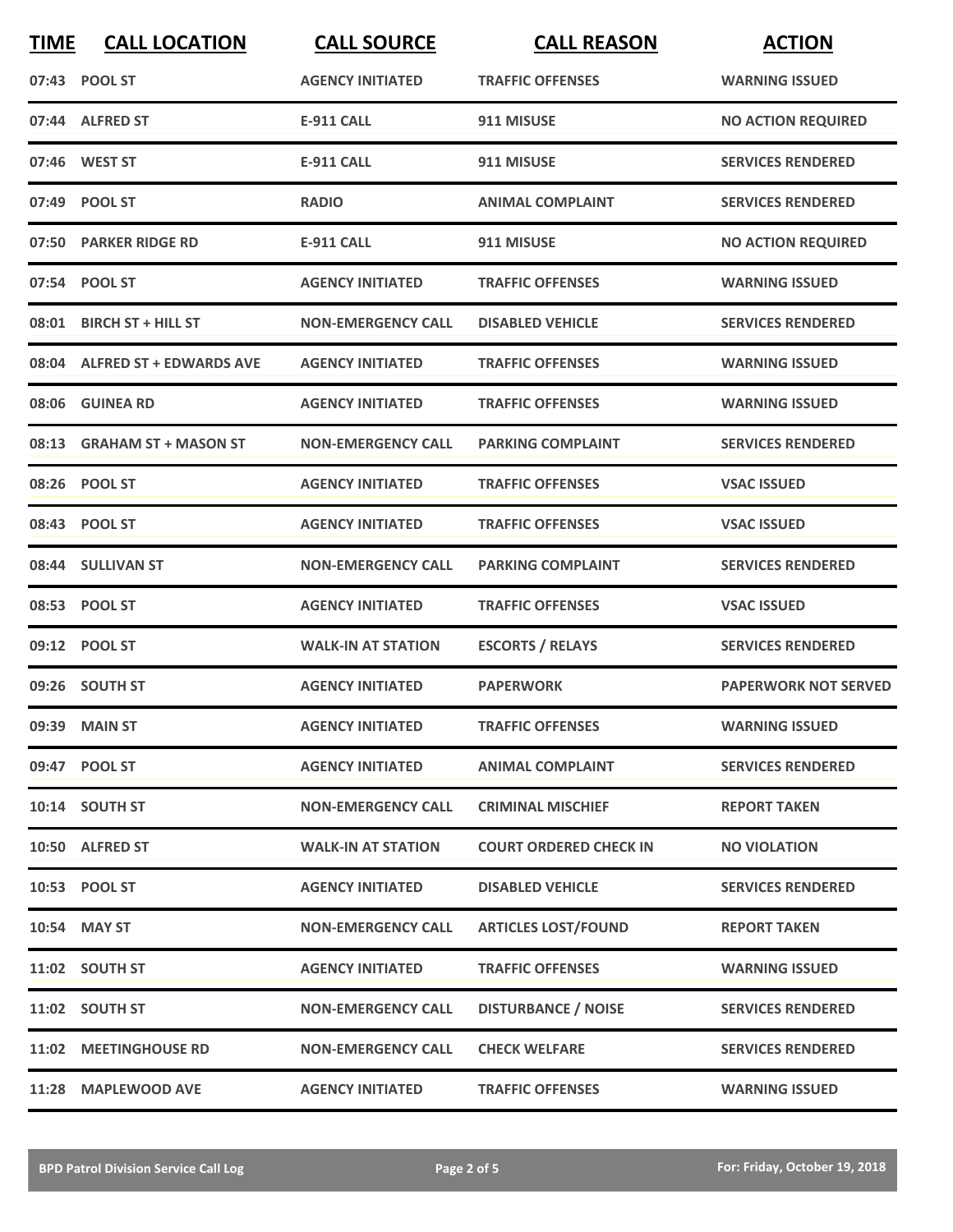| TIME | CALL LOCATION | CALL SOURCE | CALL REASON | ACTION |
|---|---|---|---|---|
| 07:43 | POOL ST | AGENCY INITIATED | TRAFFIC OFFENSES | WARNING ISSUED |
| 07:44 | ALFRED ST | E-911 CALL | 911 MISUSE | NO ACTION REQUIRED |
| 07:46 | WEST ST | E-911 CALL | 911 MISUSE | SERVICES RENDERED |
| 07:49 | POOL ST | RADIO | ANIMAL COMPLAINT | SERVICES RENDERED |
| 07:50 | PARKER RIDGE RD | E-911 CALL | 911 MISUSE | NO ACTION REQUIRED |
| 07:54 | POOL ST | AGENCY INITIATED | TRAFFIC OFFENSES | WARNING ISSUED |
| 08:01 | BIRCH ST + HILL ST | NON-EMERGENCY CALL | DISABLED VEHICLE | SERVICES RENDERED |
| 08:04 | ALFRED ST + EDWARDS AVE | AGENCY INITIATED | TRAFFIC OFFENSES | WARNING ISSUED |
| 08:06 | GUINEA RD | AGENCY INITIATED | TRAFFIC OFFENSES | WARNING ISSUED |
| 08:13 | GRAHAM ST + MASON ST | NON-EMERGENCY CALL | PARKING COMPLAINT | SERVICES RENDERED |
| 08:26 | POOL ST | AGENCY INITIATED | TRAFFIC OFFENSES | VSAC ISSUED |
| 08:43 | POOL ST | AGENCY INITIATED | TRAFFIC OFFENSES | VSAC ISSUED |
| 08:44 | SULLIVAN ST | NON-EMERGENCY CALL | PARKING COMPLAINT | SERVICES RENDERED |
| 08:53 | POOL ST | AGENCY INITIATED | TRAFFIC OFFENSES | VSAC ISSUED |
| 09:12 | POOL ST | WALK-IN AT STATION | ESCORTS / RELAYS | SERVICES RENDERED |
| 09:26 | SOUTH ST | AGENCY INITIATED | PAPERWORK | PAPERWORK NOT SERVED |
| 09:39 | MAIN ST | AGENCY INITIATED | TRAFFIC OFFENSES | WARNING ISSUED |
| 09:47 | POOL ST | AGENCY INITIATED | ANIMAL COMPLAINT | SERVICES RENDERED |
| 10:14 | SOUTH ST | NON-EMERGENCY CALL | CRIMINAL MISCHIEF | REPORT TAKEN |
| 10:50 | ALFRED ST | WALK-IN AT STATION | COURT ORDERED CHECK IN | NO VIOLATION |
| 10:53 | POOL ST | AGENCY INITIATED | DISABLED VEHICLE | SERVICES RENDERED |
| 10:54 | MAY ST | NON-EMERGENCY CALL | ARTICLES LOST/FOUND | REPORT TAKEN |
| 11:02 | SOUTH ST | AGENCY INITIATED | TRAFFIC OFFENSES | WARNING ISSUED |
| 11:02 | SOUTH ST | NON-EMERGENCY CALL | DISTURBANCE / NOISE | SERVICES RENDERED |
| 11:02 | MEETINGHOUSE RD | NON-EMERGENCY CALL | CHECK WELFARE | SERVICES RENDERED |
| 11:28 | MAPLEWOOD AVE | AGENCY INITIATED | TRAFFIC OFFENSES | WARNING ISSUED |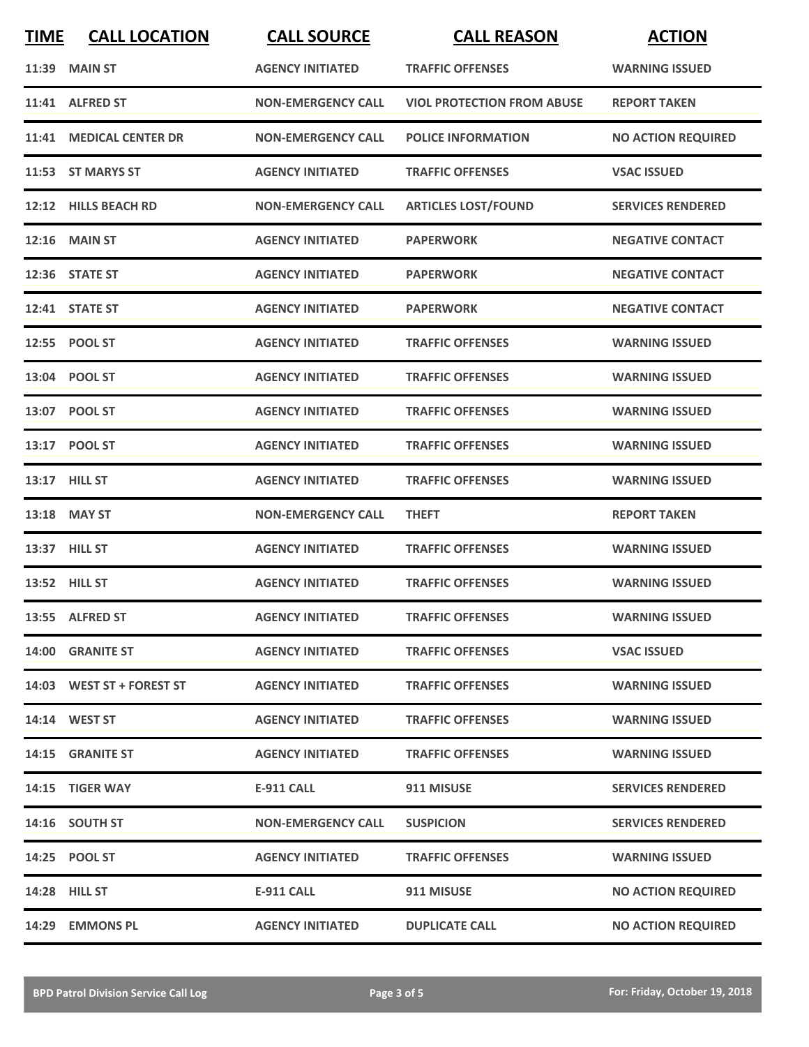| TIME | CALL LOCATION | CALL SOURCE | CALL REASON | ACTION |
|---|---|---|---|---|
| 11:39 | MAIN ST | AGENCY INITIATED | TRAFFIC OFFENSES | WARNING ISSUED |
| 11:41 | ALFRED ST | NON-EMERGENCY CALL | VIOL PROTECTION FROM ABUSE | REPORT TAKEN |
| 11:41 | MEDICAL CENTER DR | NON-EMERGENCY CALL | POLICE INFORMATION | NO ACTION REQUIRED |
| 11:53 | ST MARYS ST | AGENCY INITIATED | TRAFFIC OFFENSES | VSAC ISSUED |
| 12:12 | HILLS BEACH RD | NON-EMERGENCY CALL | ARTICLES LOST/FOUND | SERVICES RENDERED |
| 12:16 | MAIN ST | AGENCY INITIATED | PAPERWORK | NEGATIVE CONTACT |
| 12:36 | STATE ST | AGENCY INITIATED | PAPERWORK | NEGATIVE CONTACT |
| 12:41 | STATE ST | AGENCY INITIATED | PAPERWORK | NEGATIVE CONTACT |
| 12:55 | POOL ST | AGENCY INITIATED | TRAFFIC OFFENSES | WARNING ISSUED |
| 13:04 | POOL ST | AGENCY INITIATED | TRAFFIC OFFENSES | WARNING ISSUED |
| 13:07 | POOL ST | AGENCY INITIATED | TRAFFIC OFFENSES | WARNING ISSUED |
| 13:17 | POOL ST | AGENCY INITIATED | TRAFFIC OFFENSES | WARNING ISSUED |
| 13:17 | HILL ST | AGENCY INITIATED | TRAFFIC OFFENSES | WARNING ISSUED |
| 13:18 | MAY ST | NON-EMERGENCY CALL | THEFT | REPORT TAKEN |
| 13:37 | HILL ST | AGENCY INITIATED | TRAFFIC OFFENSES | WARNING ISSUED |
| 13:52 | HILL ST | AGENCY INITIATED | TRAFFIC OFFENSES | WARNING ISSUED |
| 13:55 | ALFRED ST | AGENCY INITIATED | TRAFFIC OFFENSES | WARNING ISSUED |
| 14:00 | GRANITE ST | AGENCY INITIATED | TRAFFIC OFFENSES | VSAC ISSUED |
| 14:03 | WEST ST + FOREST ST | AGENCY INITIATED | TRAFFIC OFFENSES | WARNING ISSUED |
| 14:14 | WEST ST | AGENCY INITIATED | TRAFFIC OFFENSES | WARNING ISSUED |
| 14:15 | GRANITE ST | AGENCY INITIATED | TRAFFIC OFFENSES | WARNING ISSUED |
| 14:15 | TIGER WAY | E-911 CALL | 911 MISUSE | SERVICES RENDERED |
| 14:16 | SOUTH ST | NON-EMERGENCY CALL | SUSPICION | SERVICES RENDERED |
| 14:25 | POOL ST | AGENCY INITIATED | TRAFFIC OFFENSES | WARNING ISSUED |
| 14:28 | HILL ST | E-911 CALL | 911 MISUSE | NO ACTION REQUIRED |
| 14:29 | EMMONS PL | AGENCY INITIATED | DUPLICATE CALL | NO ACTION REQUIRED |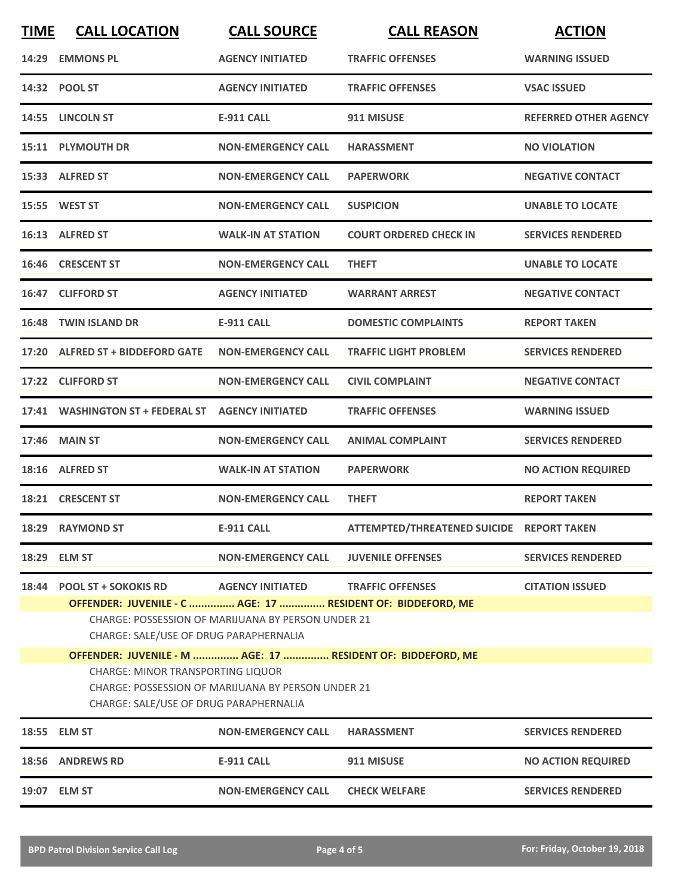| TIME | CALL LOCATION | CALL SOURCE | CALL REASON | ACTION |
|---|---|---|---|---|
| 14:29 | EMMONS PL | AGENCY INITIATED | TRAFFIC OFFENSES | WARNING ISSUED |
| 14:32 | POOL ST | AGENCY INITIATED | TRAFFIC OFFENSES | VSAC ISSUED |
| 14:55 | LINCOLN ST | E-911 CALL | 911 MISUSE | REFERRED OTHER AGENCY |
| 15:11 | PLYMOUTH DR | NON-EMERGENCY CALL | HARASSMENT | NO VIOLATION |
| 15:33 | ALFRED ST | NON-EMERGENCY CALL | PAPERWORK | NEGATIVE CONTACT |
| 15:55 | WEST ST | NON-EMERGENCY CALL | SUSPICION | UNABLE TO LOCATE |
| 16:13 | ALFRED ST | WALK-IN AT STATION | COURT ORDERED CHECK IN | SERVICES RENDERED |
| 16:46 | CRESCENT ST | NON-EMERGENCY CALL | THEFT | UNABLE TO LOCATE |
| 16:47 | CLIFFORD ST | AGENCY INITIATED | WARRANT ARREST | NEGATIVE CONTACT |
| 16:48 | TWIN ISLAND DR | E-911 CALL | DOMESTIC COMPLAINTS | REPORT TAKEN |
| 17:20 | ALFRED ST + BIDDEFORD GATE | NON-EMERGENCY CALL | TRAFFIC LIGHT PROBLEM | SERVICES RENDERED |
| 17:22 | CLIFFORD ST | NON-EMERGENCY CALL | CIVIL COMPLAINT | NEGATIVE CONTACT |
| 17:41 | WASHINGTON ST + FEDERAL ST | AGENCY INITIATED | TRAFFIC OFFENSES | WARNING ISSUED |
| 17:46 | MAIN ST | NON-EMERGENCY CALL | ANIMAL COMPLAINT | SERVICES RENDERED |
| 18:16 | ALFRED ST | WALK-IN AT STATION | PAPERWORK | NO ACTION REQUIRED |
| 18:21 | CRESCENT ST | NON-EMERGENCY CALL | THEFT | REPORT TAKEN |
| 18:29 | RAYMOND ST | E-911 CALL | ATTEMPTED/THREATENED SUICIDE | REPORT TAKEN |
| 18:29 | ELM ST | NON-EMERGENCY CALL | JUVENILE OFFENSES | SERVICES RENDERED |
| 18:44 | POOL ST + SOKOKIS RD | AGENCY INITIATED | TRAFFIC OFFENSES | CITATION ISSUED |

**OFFENDER: JUVENILE - C ............... AGE: 17 ............... RESIDENT OF: BIDDEFORD, ME**

CHARGE: POSSESSION OF MARIJUANA BY PERSON UNDER 21
CHARGE: SALE/USE OF DRUG PARAPHERNALIA

**OFFENDER: JUVENILE - M ............... AGE: 17 ............... RESIDENT OF: BIDDEFORD, ME**

CHARGE: MINOR TRANSPORTING LIQUOR
CHARGE: POSSESSION OF MARIJUANA BY PERSON UNDER 21
CHARGE: SALE/USE OF DRUG PARAPHERNALIA

| TIME | CALL LOCATION | CALL SOURCE | CALL REASON | ACTION |
|---|---|---|---|---|
| 18:55 | ELM ST | NON-EMERGENCY CALL | HARASSMENT | SERVICES RENDERED |
| 18:56 | ANDREWS RD | E-911 CALL | 911 MISUSE | NO ACTION REQUIRED |
| 19:07 | ELM ST | NON-EMERGENCY CALL | CHECK WELFARE | SERVICES RENDERED |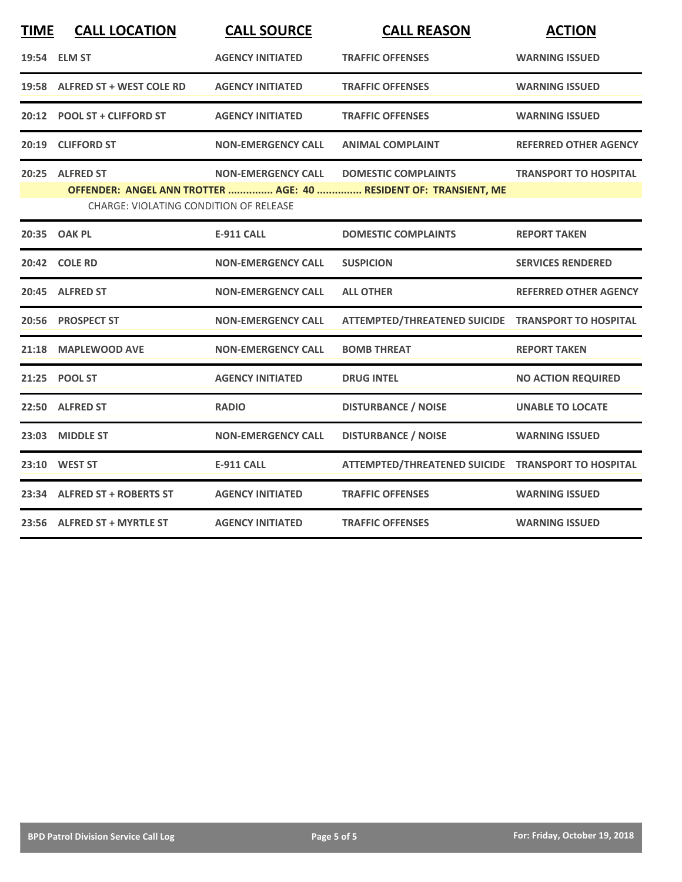| TIME | CALL LOCATION | CALL SOURCE | CALL REASON | ACTION |
|---|---|---|---|---|
| 19:54 | ELM ST | AGENCY INITIATED | TRAFFIC OFFENSES | WARNING ISSUED |
| 19:58 | ALFRED ST + WEST COLE RD | AGENCY INITIATED | TRAFFIC OFFENSES | WARNING ISSUED |
| 20:12 | POOL ST + CLIFFORD ST | AGENCY INITIATED | TRAFFIC OFFENSES | WARNING ISSUED |
| 20:19 | CLIFFORD ST | NON-EMERGENCY CALL | ANIMAL COMPLAINT | REFERRED OTHER AGENCY |
| 20:25 | ALFRED ST | NON-EMERGENCY CALL | DOMESTIC COMPLAINTS | TRANSPORT TO HOSPITAL |
| | OFFENDER: ANGEL ANN TROTTER ............... AGE: 40 ............... RESIDENT OF: TRANSIENT, ME | | | |
| | CHARGE: VIOLATING CONDITION OF RELEASE | | | |
| 20:35 | OAK PL | E-911 CALL | DOMESTIC COMPLAINTS | REPORT TAKEN |
| 20:42 | COLE RD | NON-EMERGENCY CALL | SUSPICION | SERVICES RENDERED |
| 20:45 | ALFRED ST | NON-EMERGENCY CALL | ALL OTHER | REFERRED OTHER AGENCY |
| 20:56 | PROSPECT ST | NON-EMERGENCY CALL | ATTEMPTED/THREATENED SUICIDE | TRANSPORT TO HOSPITAL |
| 21:18 | MAPLEWOOD AVE | NON-EMERGENCY CALL | BOMB THREAT | REPORT TAKEN |
| 21:25 | POOL ST | AGENCY INITIATED | DRUG INTEL | NO ACTION REQUIRED |
| 22:50 | ALFRED ST | RADIO | DISTURBANCE / NOISE | UNABLE TO LOCATE |
| 23:03 | MIDDLE ST | NON-EMERGENCY CALL | DISTURBANCE / NOISE | WARNING ISSUED |
| 23:10 | WEST ST | E-911 CALL | ATTEMPTED/THREATENED SUICIDE | TRANSPORT TO HOSPITAL |
| 23:34 | ALFRED ST + ROBERTS ST | AGENCY INITIATED | TRAFFIC OFFENSES | WARNING ISSUED |
| 23:56 | ALFRED ST + MYRTLE ST | AGENCY INITIATED | TRAFFIC OFFENSES | WARNING ISSUED |